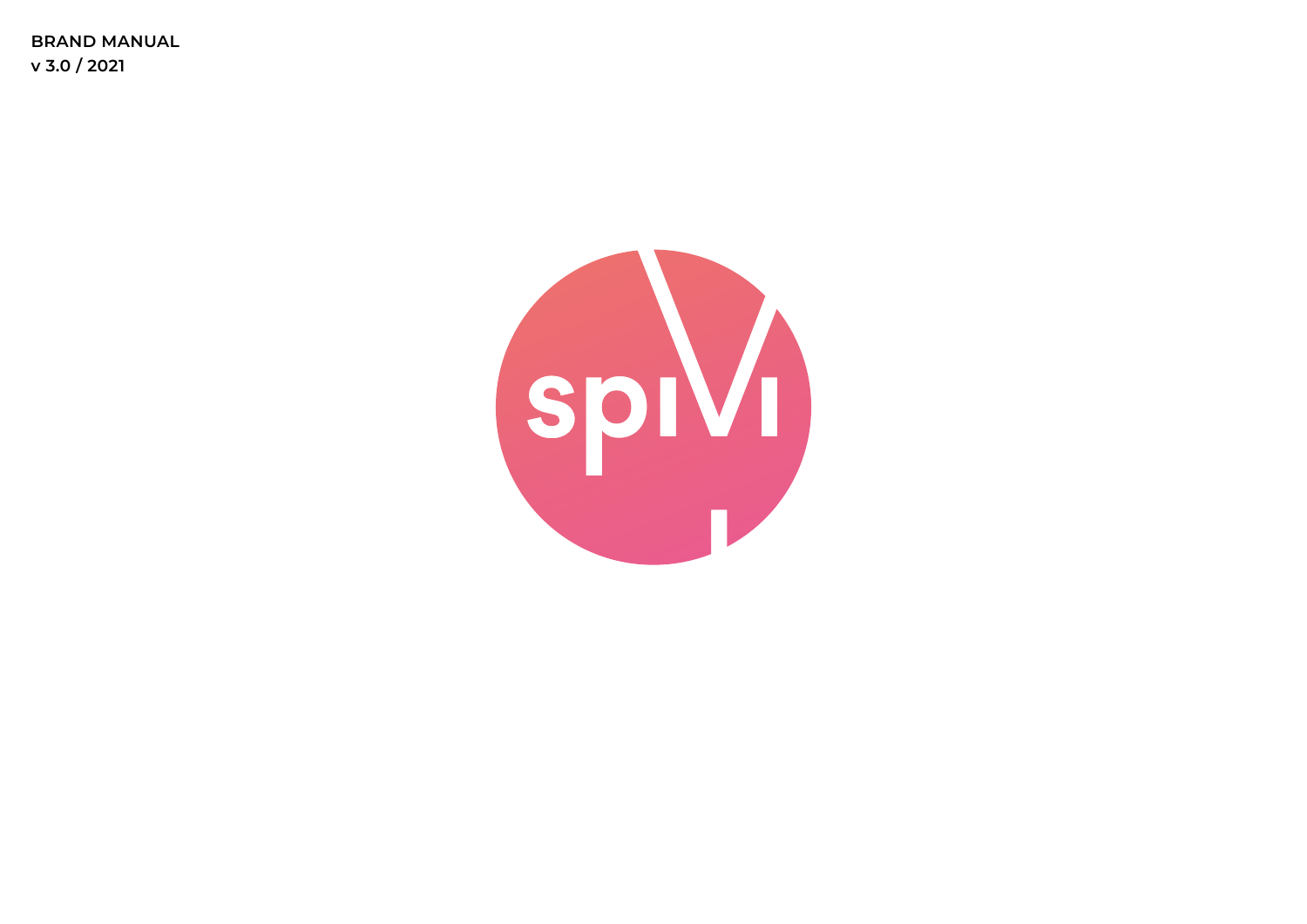**BRAND MANUAL**
**v 3.0 / 2021**

spivi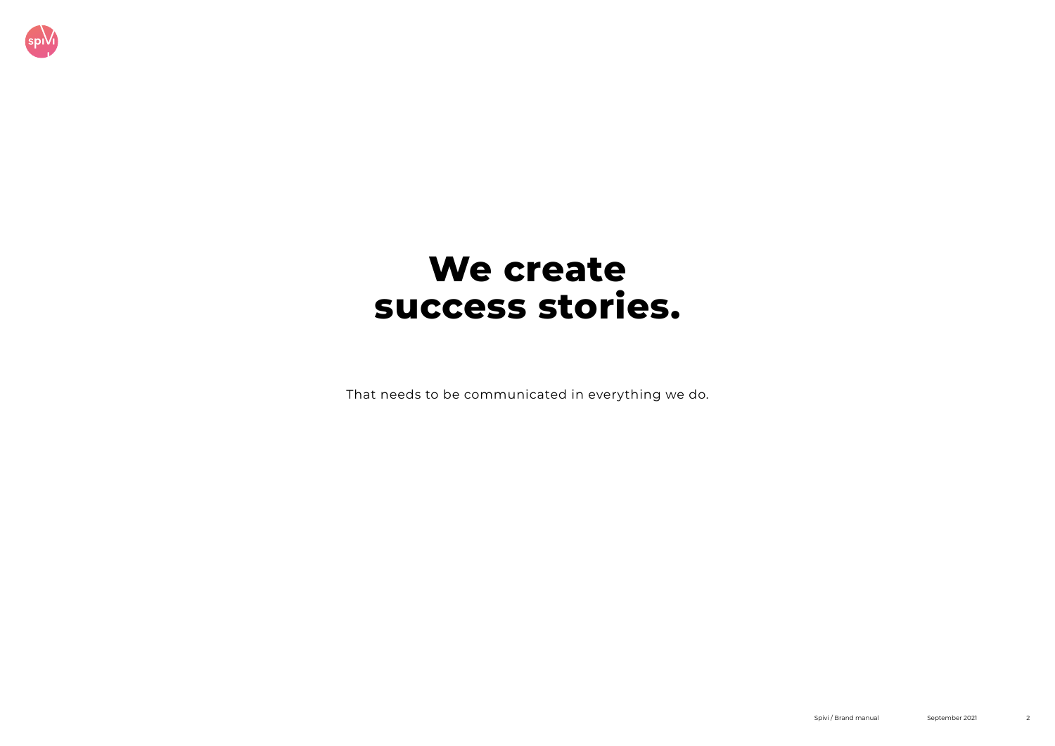# We create success stories.

That needs to be communicated in everything we do.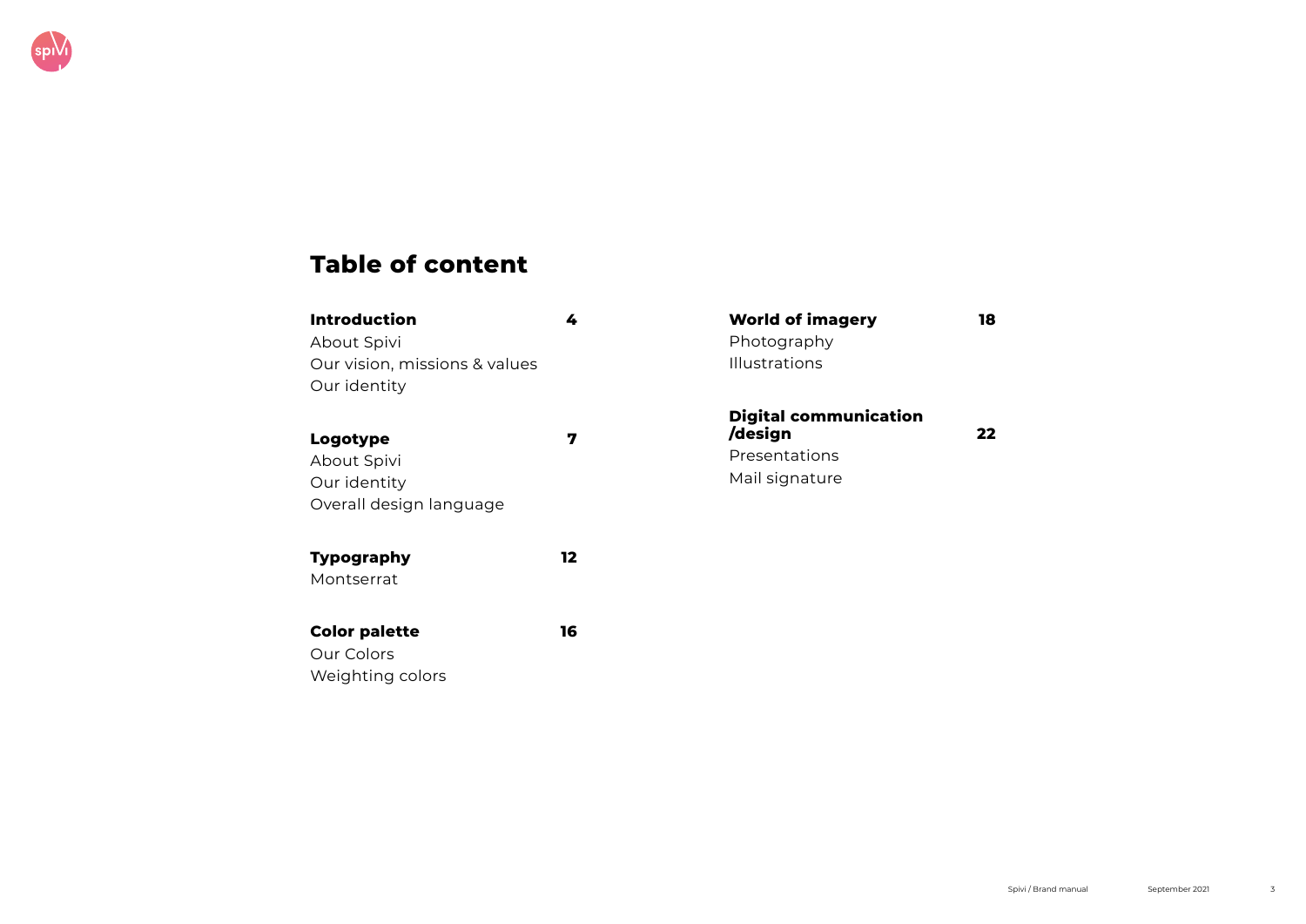# Table of content

**Introduction** **4**

About Spivi
Our vision, missions & values
Our identity

**Logotype** **7**

About Spivi
Our identity
Overall design language

**Typography** **12**

Montserrat

**Color palette** **16**

Our Colors
Weighting colors

**World of imagery** **18**

Photography
Illustrations

**Digital communication /design** **22**

Presentations
Mail signature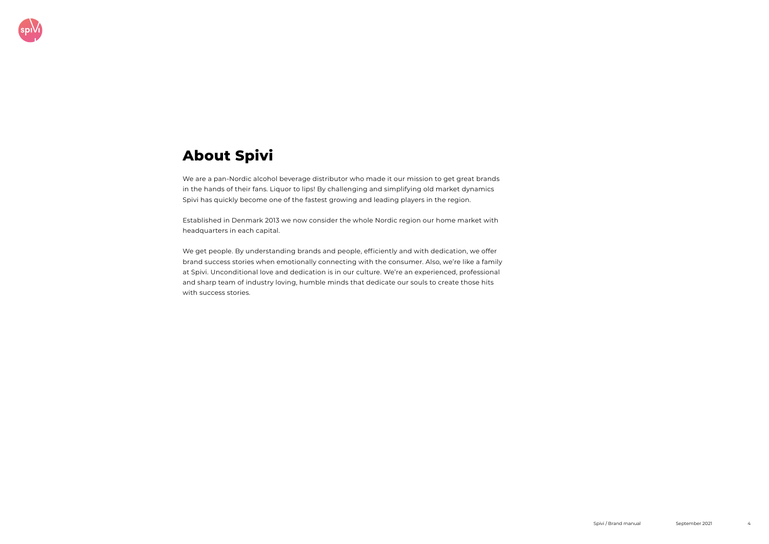# About Spivi

We are a pan-Nordic alcohol beverage distributor who made it our mission to get great brands in the hands of their fans. Liquor to lips! By challenging and simplifying old market dynamics Spivi has quickly become one of the fastest growing and leading players in the region.

Established in Denmark 2013 we now consider the whole Nordic region our home market with headquarters in each capital.

We get people. By understanding brands and people, efficiently and with dedication, we offer brand success stories when emotionally connecting with the consumer. Also, we're like a family at Spivi. Unconditional love and dedication is in our culture. We're an experienced, professional and sharp team of industry loving, humble minds that dedicate our souls to create those hits with success stories.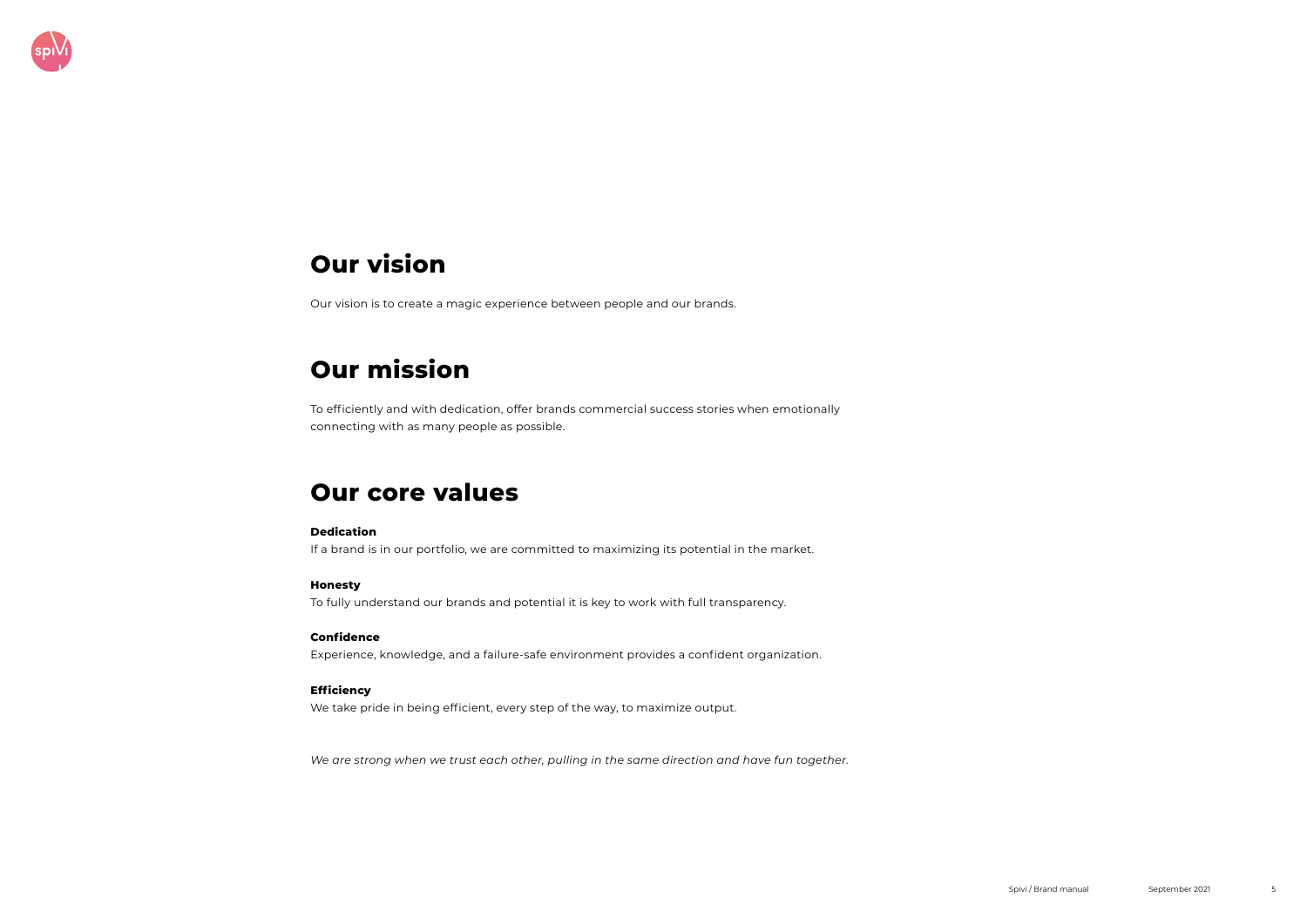# Our vision

Our vision is to create a magic experience between people and our brands.

# Our mission

To efficiently and with dedication, offer brands commercial success stories when emotionally connecting with as many people as possible.

# Our core values

**Dedication**
If a brand is in our portfolio, we are committed to maximizing its potential in the market.

**Honesty**
To fully understand our brands and potential it is key to work with full transparency.

**Confidence**
Experience, knowledge, and a failure-safe environment provides a confident organization.

**Efficiency**
We take pride in being efficient, every step of the way, to maximize output.

*We are strong when we trust each other, pulling in the same direction and have fun together.*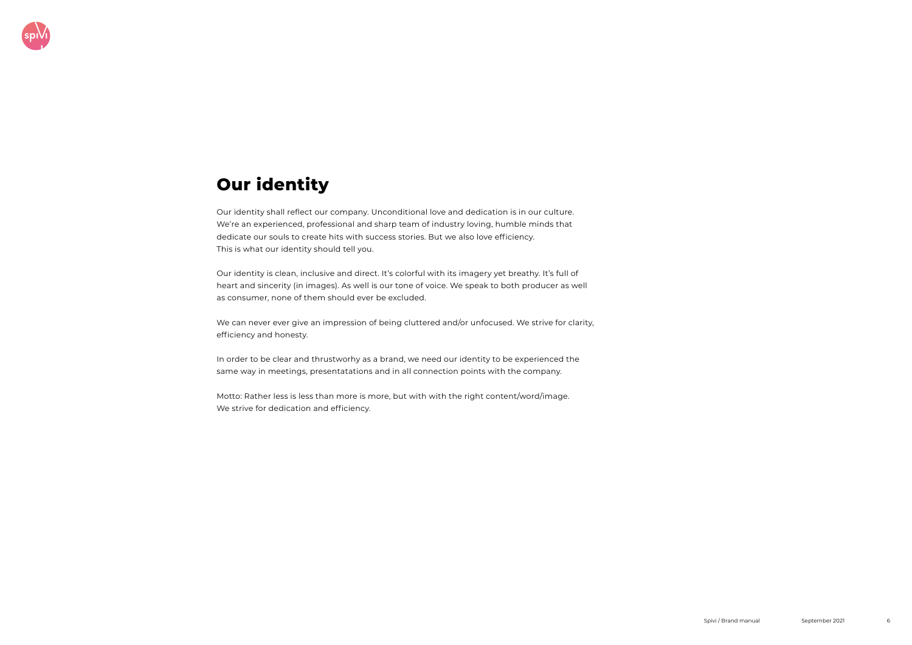# Our identity

Our identity shall reflect our company. Unconditional love and dedication is in our culture. We're an experienced, professional and sharp team of industry loving, humble minds that dedicate our souls to create hits with success stories. But we also love efficiency. This is what our identity should tell you.

Our identity is clean, inclusive and direct. It's colorful with its imagery yet breathy. It's full of heart and sincerity (in images). As well is our tone of voice. We speak to both producer as well as consumer, none of them should ever be excluded.

We can never ever give an impression of being cluttered and/or unfocused. We strive for clarity, efficiency and honesty.

In order to be clear and thrustworhy as a brand, we need our identity to be experienced the same way in meetings, presentatations and in all connection points with the company.

Motto: Rather less is less than more is more, but with with the right content/word/image. We strive for dedication and efficiency.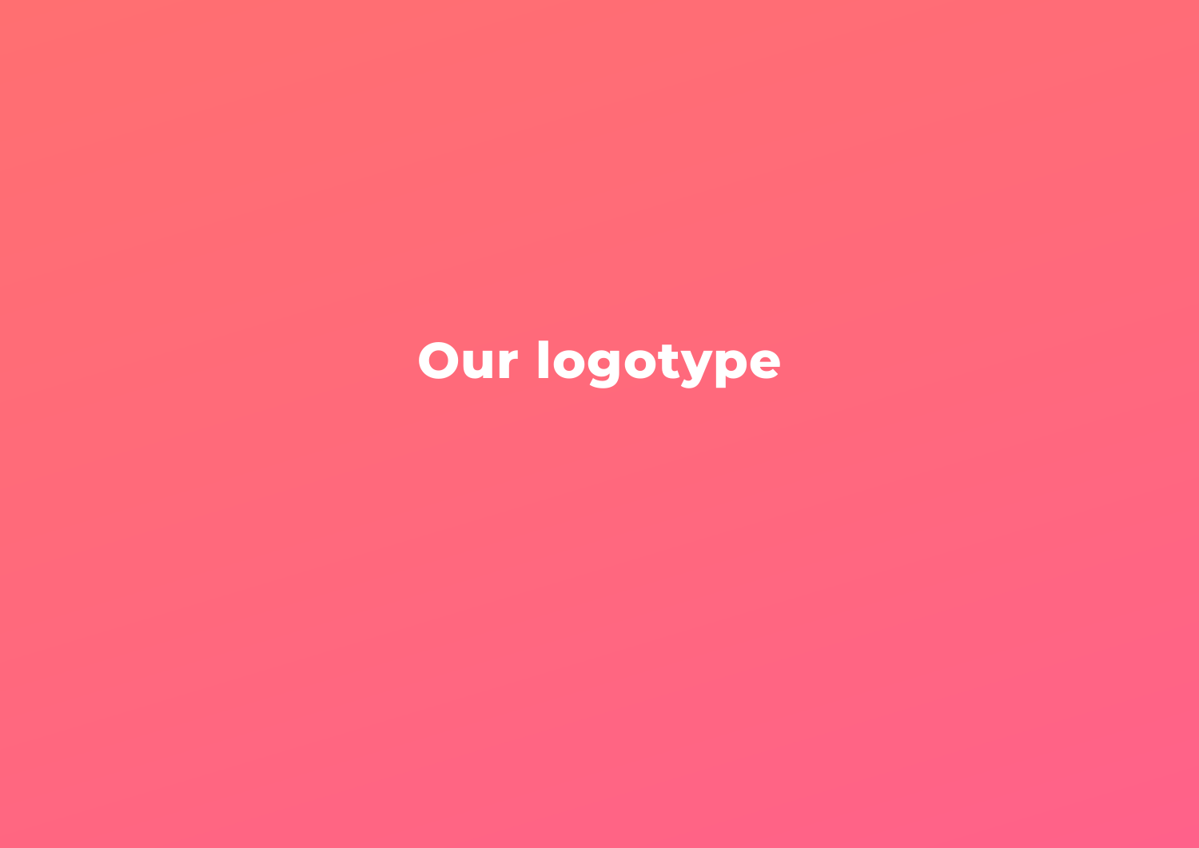# Our logotype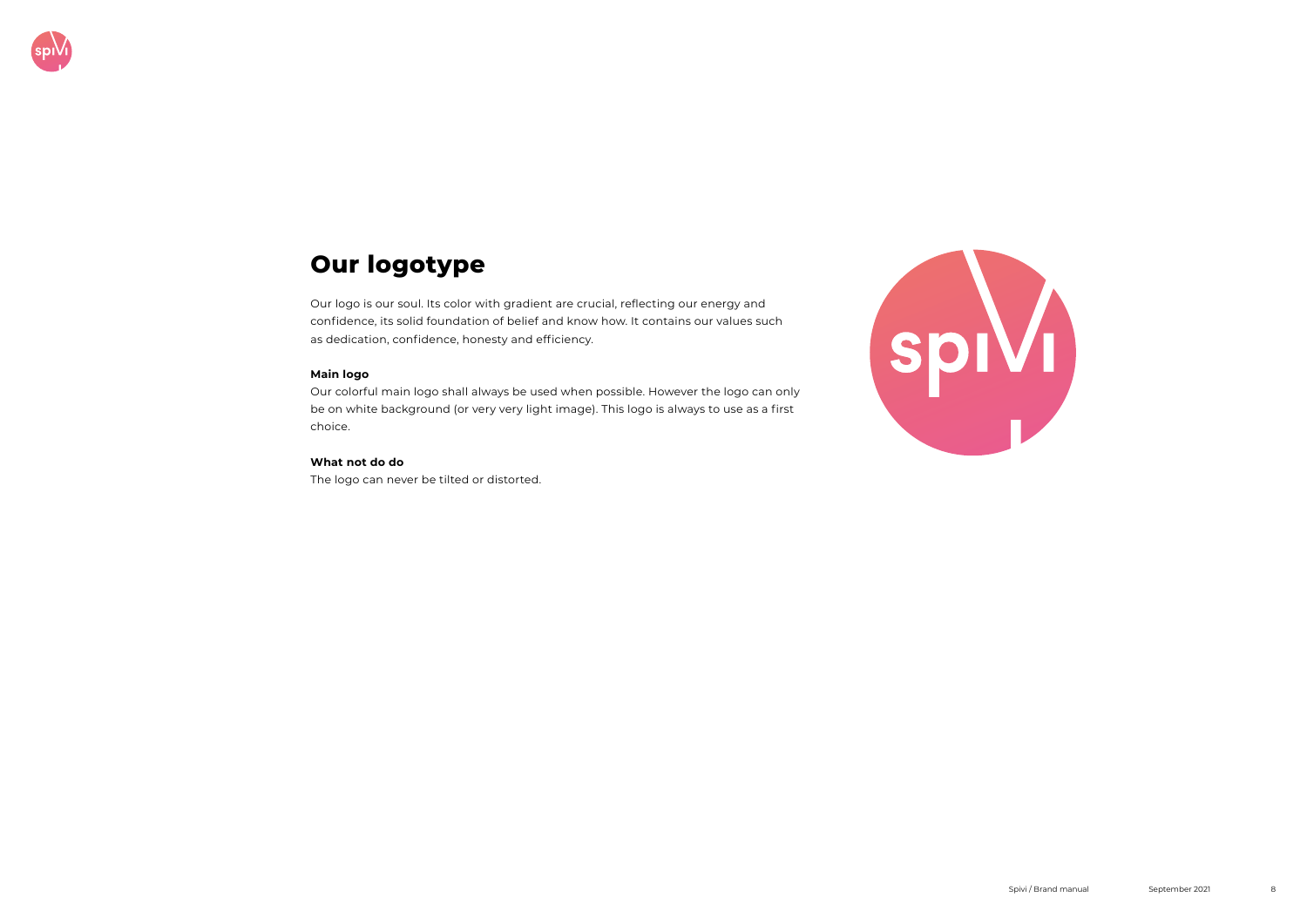# Our logotype

Our logo is our soul. Its color with gradient are crucial, reflecting our energy and confidence, its solid foundation of belief and know how. It contains our values such as dedication, confidence, honesty and efficiency.

**Main logo**

Our colorful main logo shall always be used when possible. However the logo can only be on white background (or very very light image). This logo is always to use as a first choice.

**What not do do**

The logo can never be tilted or distorted.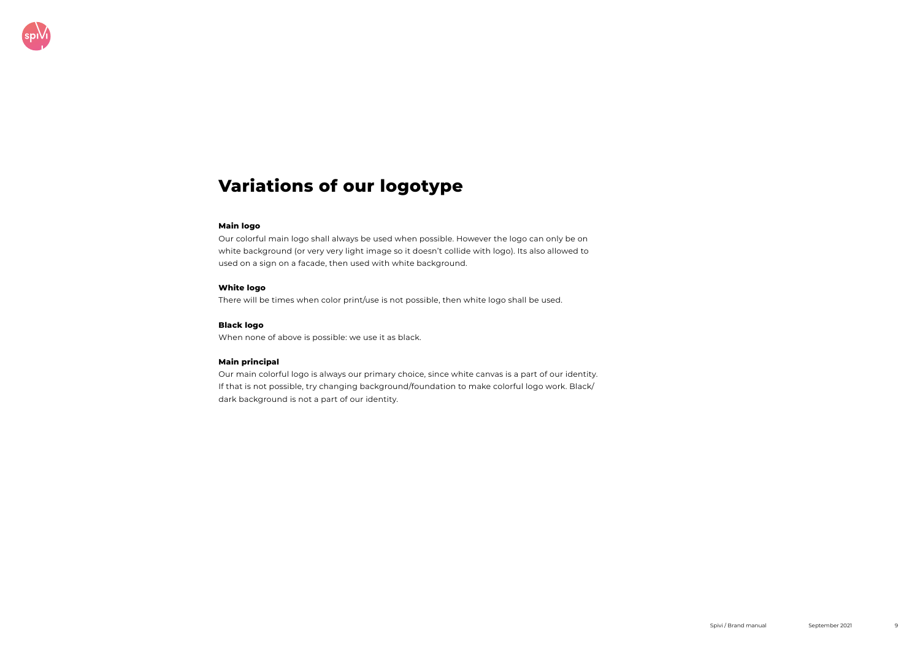# Variations of our logotype

**Main logo**

Our colorful main logo shall always be used when possible. However the logo can only be on white background (or very very light image so it doesn't collide with logo). Its also allowed to used on a sign on a facade, then used with white background.

**White logo**

There will be times when color print/use is not possible, then white logo shall be used.

**Black logo**

When none of above is possible: we use it as black.

**Main principal**

Our main colorful logo is always our primary choice, since white canvas is a part of our identity. If that is not possible, try changing background/foundation to make colorful logo work. Black/dark background is not a part of our identity.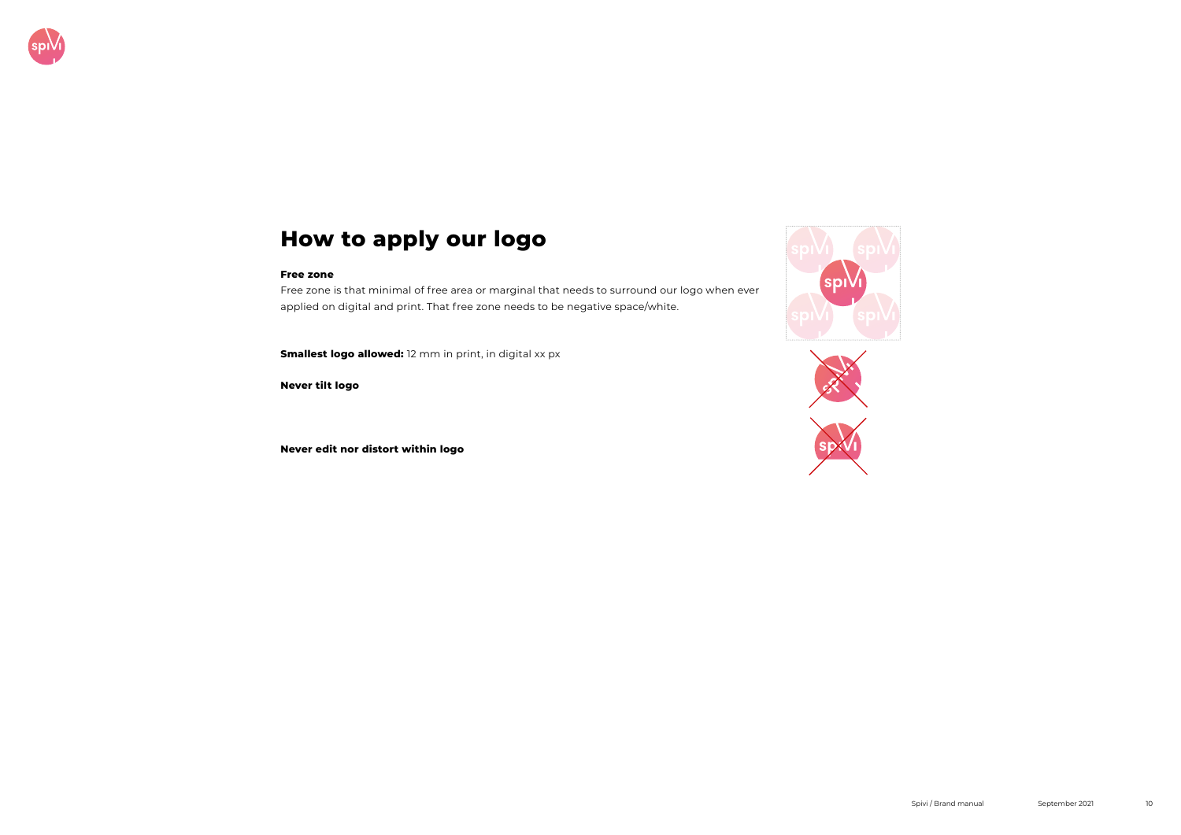# How to apply our logo

**Free zone**

Free zone is that minimal of free area or marginal that needs to surround our logo when ever applied on digital and print. That free zone needs to be negative space/white.

**Smallest logo allowed:** 12 mm in print, in digital xx px

**Never tilt logo**

**Never edit nor distort within logo**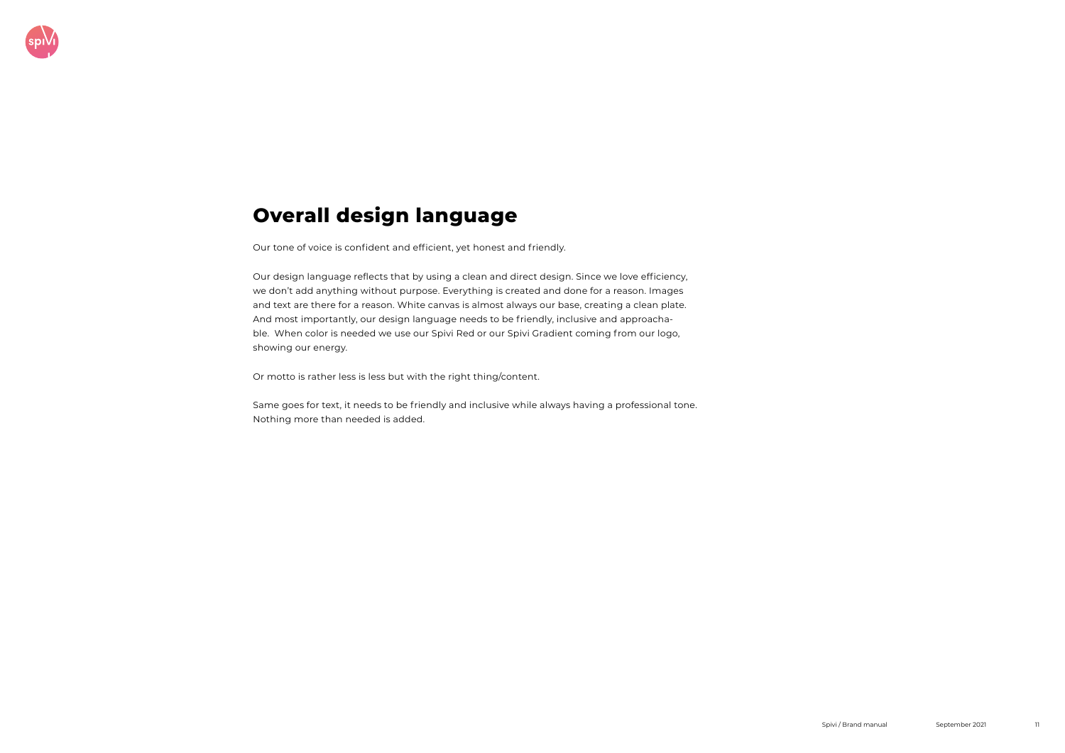# Overall design language

Our tone of voice is confident and efficient, yet honest and friendly.

Our design language reflects that by using a clean and direct design. Since we love efficiency, we don't add anything without purpose. Everything is created and done for a reason. Images and text are there for a reason. White canvas is almost always our base, creating a clean plate. And most importantly, our design language needs to be friendly, inclusive and approachable. When color is needed we use our Spivi Red or our Spivi Gradient coming from our logo, showing our energy.

Or motto is rather less is less but with the right thing/content.

Same goes for text, it needs to be friendly and inclusive while always having a professional tone. Nothing more than needed is added.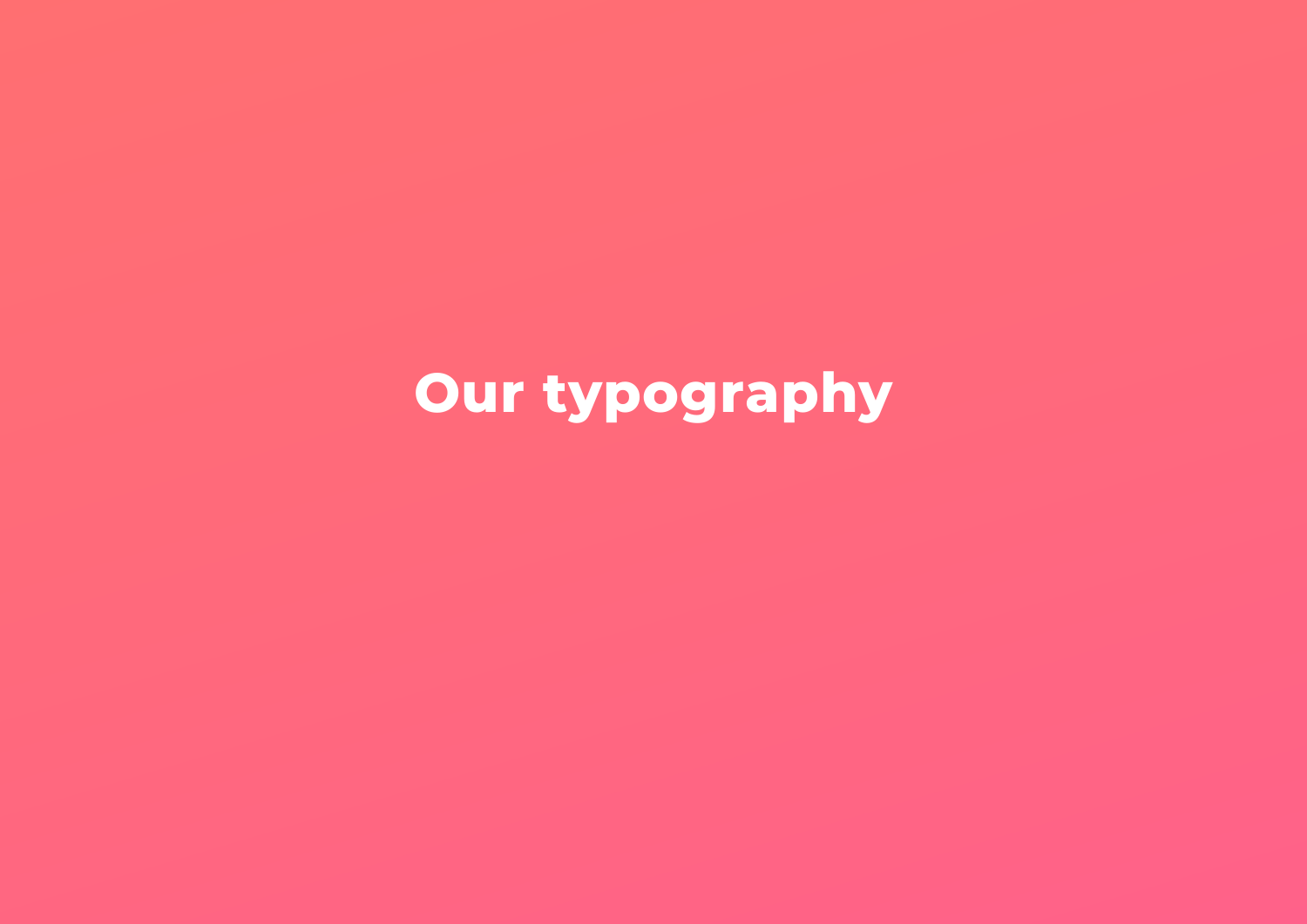# Our typography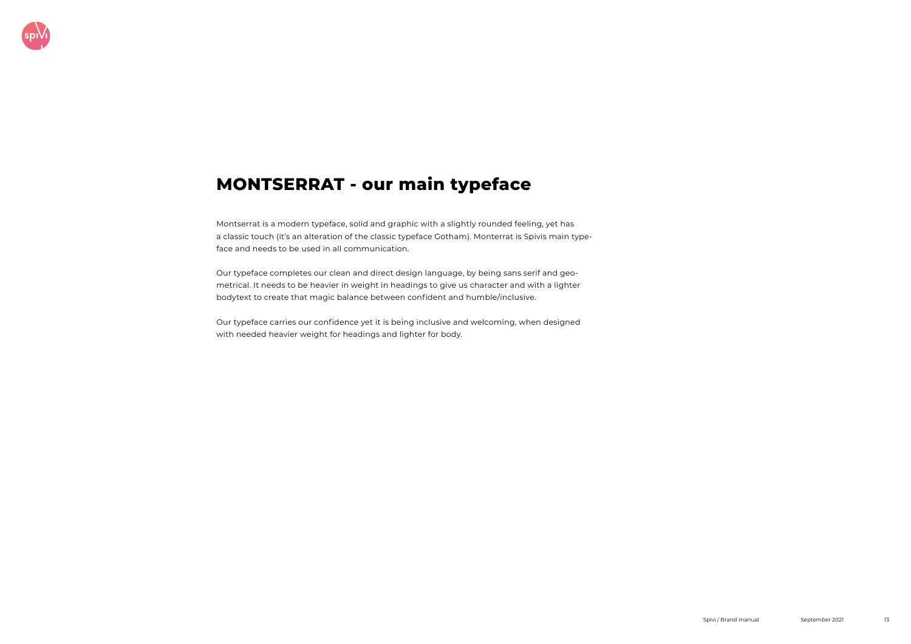# MONTSERRAT - our main typeface

Montserrat is a modern typeface, solid and graphic with a slightly rounded feeling, yet has a classic touch (it's an alteration of the classic typeface Gotham). Monterrat is Spivis main typeface and needs to be used in all communication.

Our typeface completes our clean and direct design language, by being sans serif and geometrical. It needs to be heavier in weight in headings to give us character and with a lighter bodytext to create that magic balance between confident and humble/inclusive.

Our typeface carries our confidence yet it is being inclusive and welcoming, when designed with needed heavier weight for headings and lighter for body.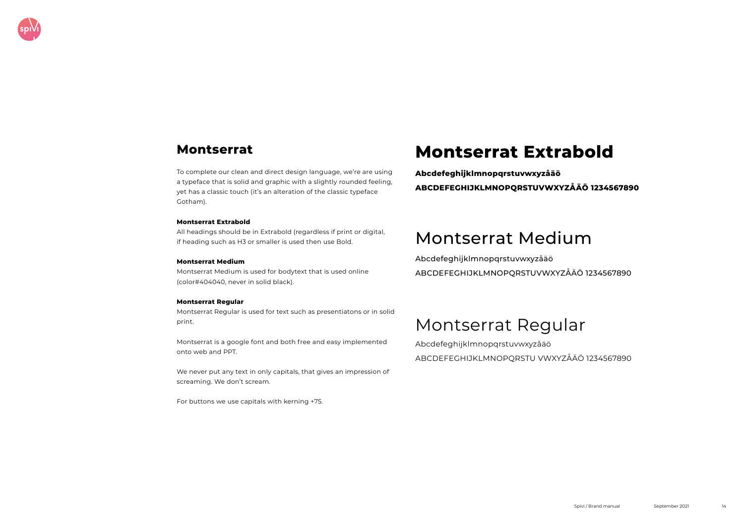## Montserrat

To complete our clean and direct design language, we're are using a typeface that is solid and graphic with a slightly rounded feeling, yet has a classic touch (it's an alteration of the classic typeface Gotham).

**Montserrat Extrabold**

All headings should be in Extrabold (regardless if print or digital, if heading such as H3 or smaller is used then use Bold.

**Montserrat Medium**

Montserrat Medium is used for bodytext that is used online (color#404040, never in solid black).

**Montserrat Regular**

Montserrat Regular is used for text such as presentiatons or in solid print.

Montserrat is a google font and both free and easy implemented onto web and PPT.

We never put any text in only capitals, that gives an impression of screaming. We don't scream.

For buttons we use capitals with kerning +75.

# Montserrat Extrabold

**Abcdefeghijklmnopqrstuvwxyzåäö**

**ABCDEFEGHIJKLMNOPQRSTUVWXYZÅÄÖ 1234567890**

# Montserrat Medium

Abcdefeghijklmnopqrstuvwxyzåäö

ABCDEFEGHIJKLMNOPQRSTUVWXYZÅÄÖ 1234567890

# Montserrat Regular

Abcdefeghijklmnopqrstuvwxyzåäö

ABCDEFEGHIJKLMNOPQRSTU VWXYZÅÄÖ 1234567890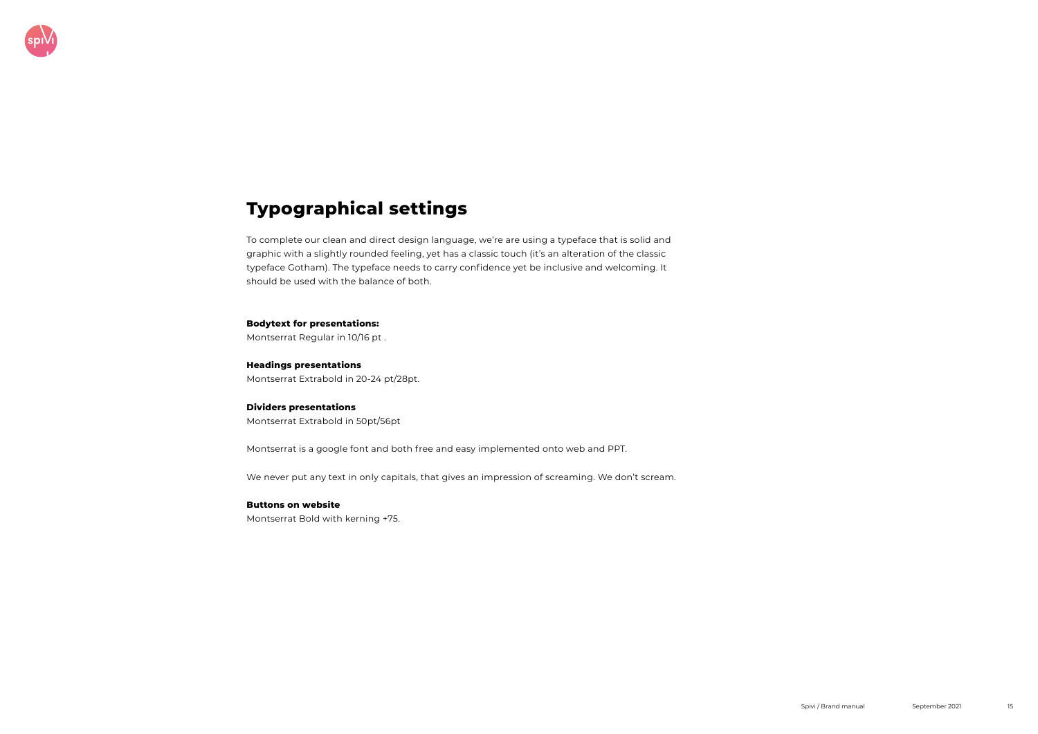# Typographical settings

To complete our clean and direct design language, we're are using a typeface that is solid and graphic with a slightly rounded feeling, yet has a classic touch (it's an alteration of the classic typeface Gotham). The typeface needs to carry confidence yet be inclusive and welcoming. It should be used with the balance of both.

**Bodytext for presentations:**
Montserrat Regular in 10/16 pt .

**Headings presentations**
Montserrat Extrabold in 20-24 pt/28pt.

**Dividers presentations**
Montserrat Extrabold in 50pt/56pt

Montserrat is a google font and both free and easy implemented onto web and PPT.

We never put any text in only capitals, that gives an impression of screaming. We don't scream.

**Buttons on website**
Montserrat Bold with kerning +75.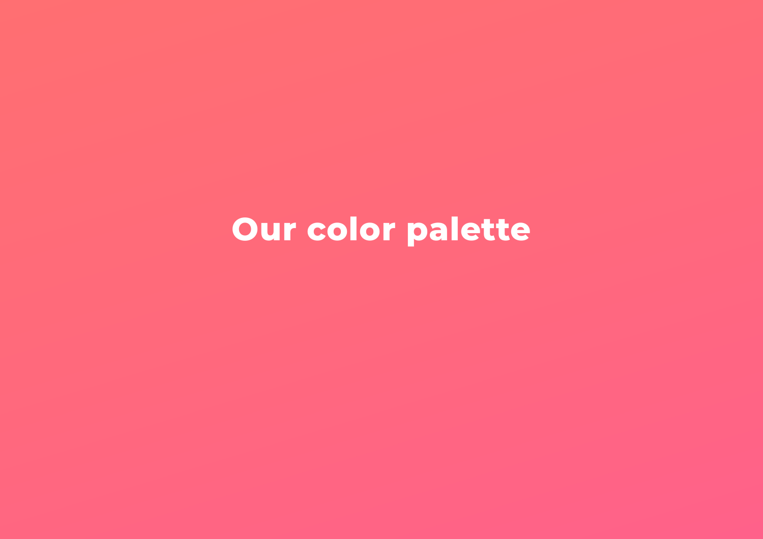# Our color palette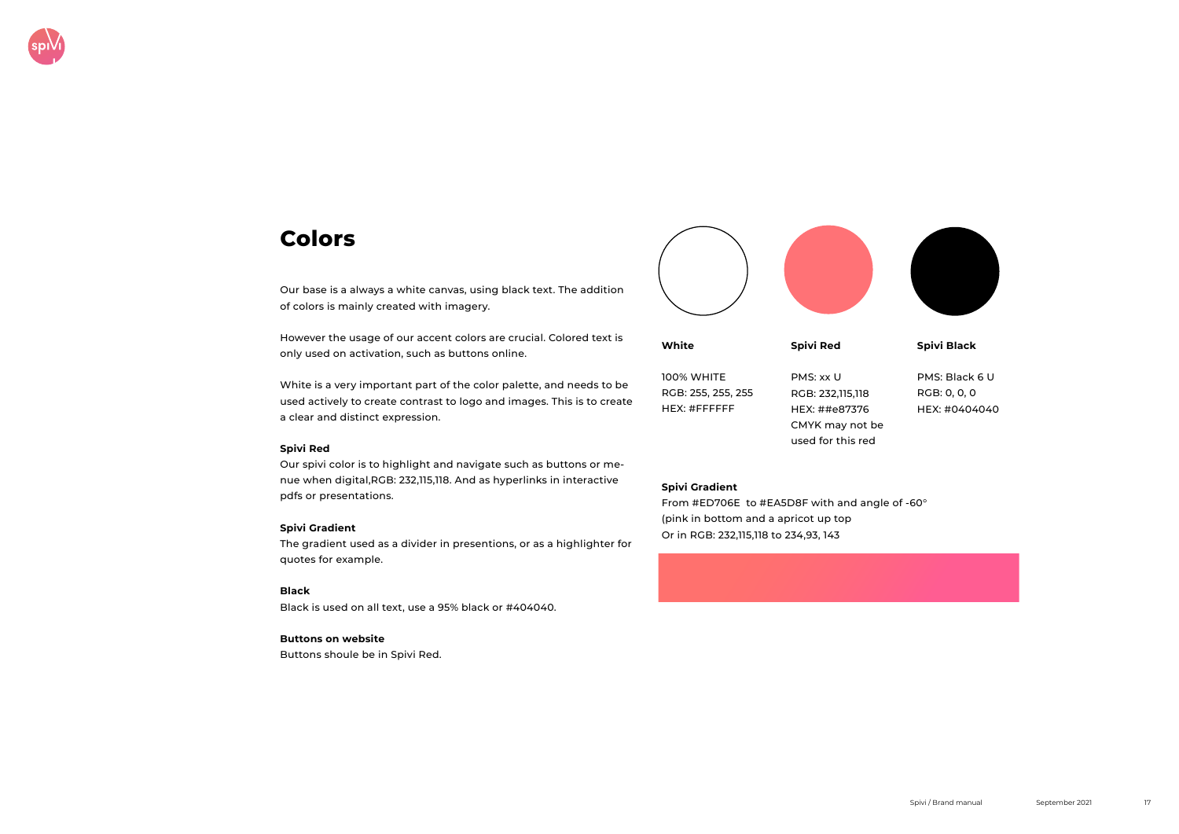# Colors

Our base is a always a white canvas, using black text. The addition of colors is mainly created with imagery.

However the usage of our accent colors are crucial. Colored text is only used on activation, such as buttons online.

White is a very important part of the color palette, and needs to be used actively to create contrast to logo and images. This is to create a clear and distinct expression.

**Spivi Red**
Our spivi color is to highlight and navigate such as buttons or me-nue when digital,RGB: 232,115,118. And as hyperlinks in interactive pdfs or presentations.

**Spivi Gradient**
The gradient used as a divider in presentions, or as a highlighter for quotes for example.

**Black**
Black is used on all text, use a 95% black or #404040.

**Buttons on website**
Buttons shoule be in Spivi Red.

**White**

100% WHITE
RGB: 255, 255, 255
HEX: #FFFFFF

**Spivi Red**

PMS: xx U
RGB: 232,115,118
HEX: ##e87376
CMYK may not be used for this red

**Spivi Black**

PMS: Black 6 U
RGB: 0, 0, 0
HEX: #0404040

**Spivi Gradient**
From #ED706E to #EA5D8F with and angle of -60°
(pink in bottom and a apricot up top
Or in RGB: 232,115,118 to 234,93, 143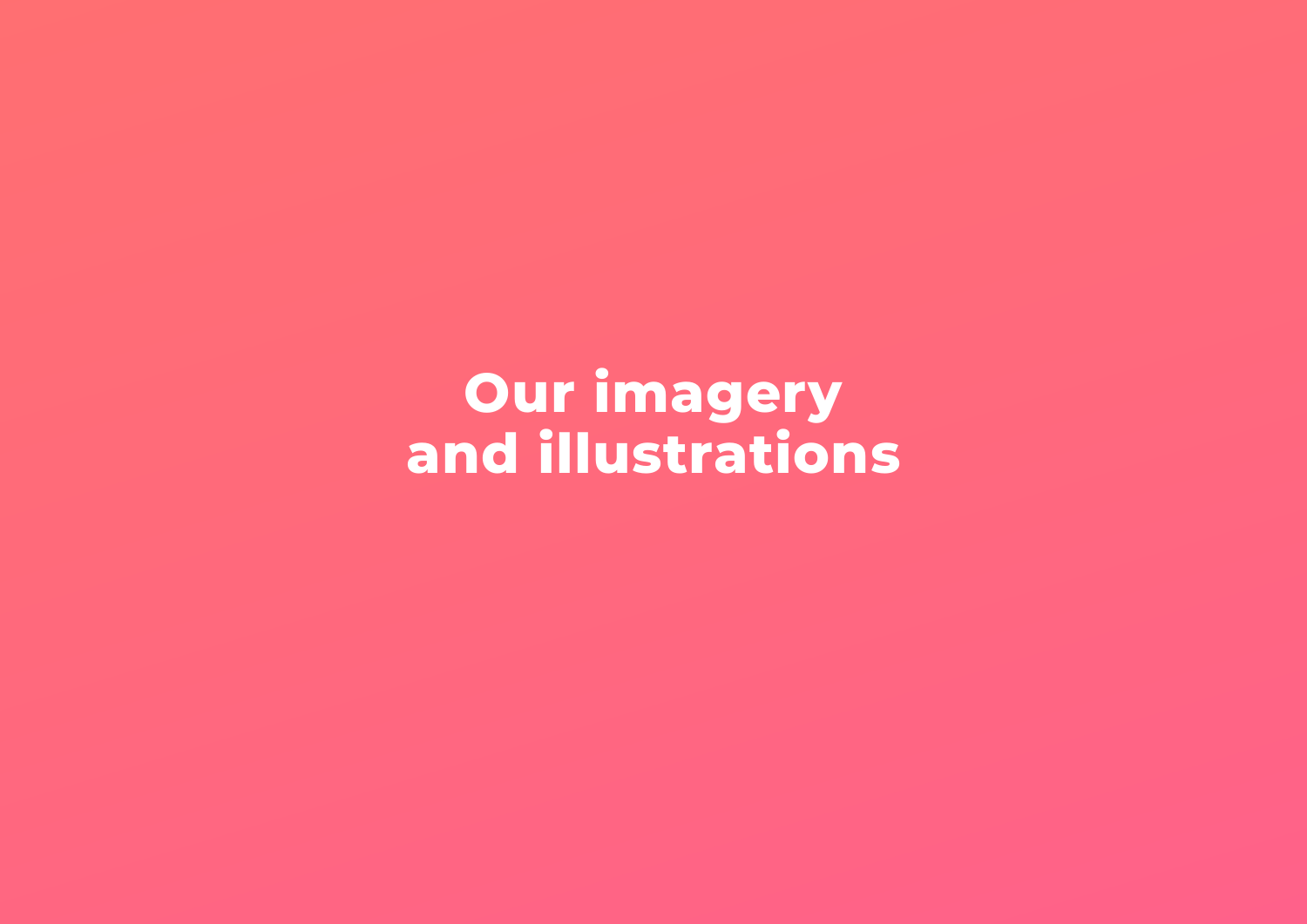# Our imagery and illustrations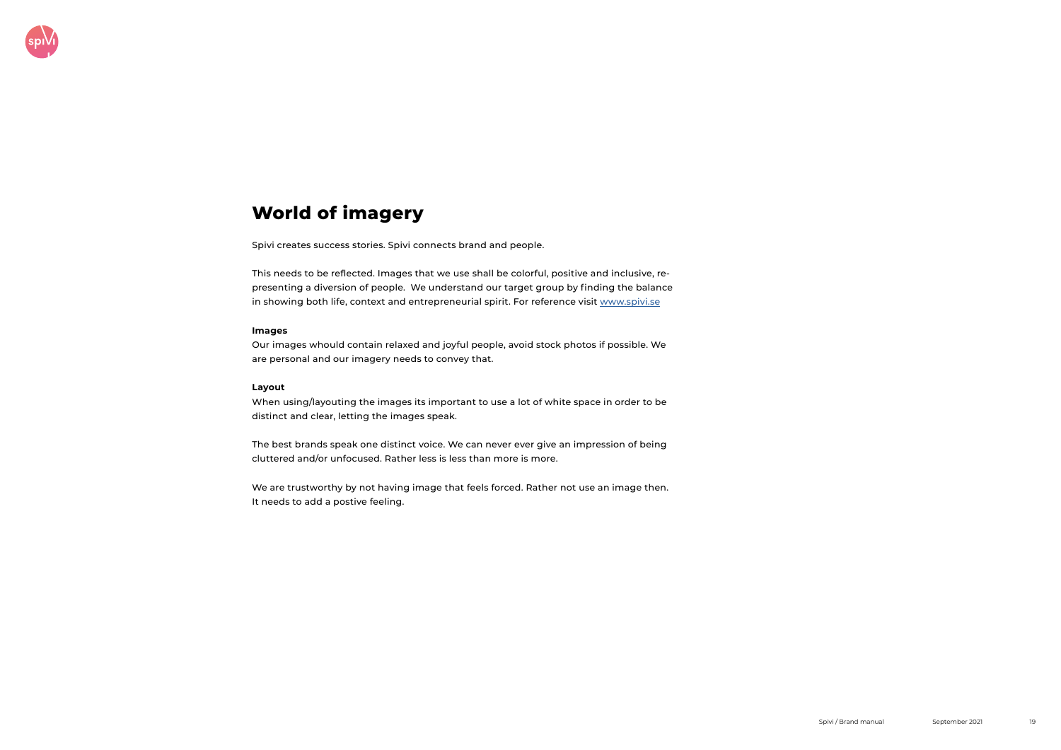# World of imagery

Spivi creates success stories. Spivi connects brand and people.

This needs to be reflected. Images that we use shall be colorful, positive and inclusive, re-presenting a diversion of people.  We understand our target group by finding the balance in showing both life, context and entrepreneurial spirit. For reference visit www.spivi.se

**Images**

Our images whould contain relaxed and joyful people, avoid stock photos if possible. We are personal and our imagery needs to convey that.

**Layout**

When using/layouting the images its important to use a lot of white space in order to be distinct and clear, letting the images speak.

The best brands speak one distinct voice. We can never ever give an impression of being cluttered and/or unfocused. Rather less is less than more is more.

We are trustworthy by not having image that feels forced. Rather not use an image then. It needs to add a postive feeling.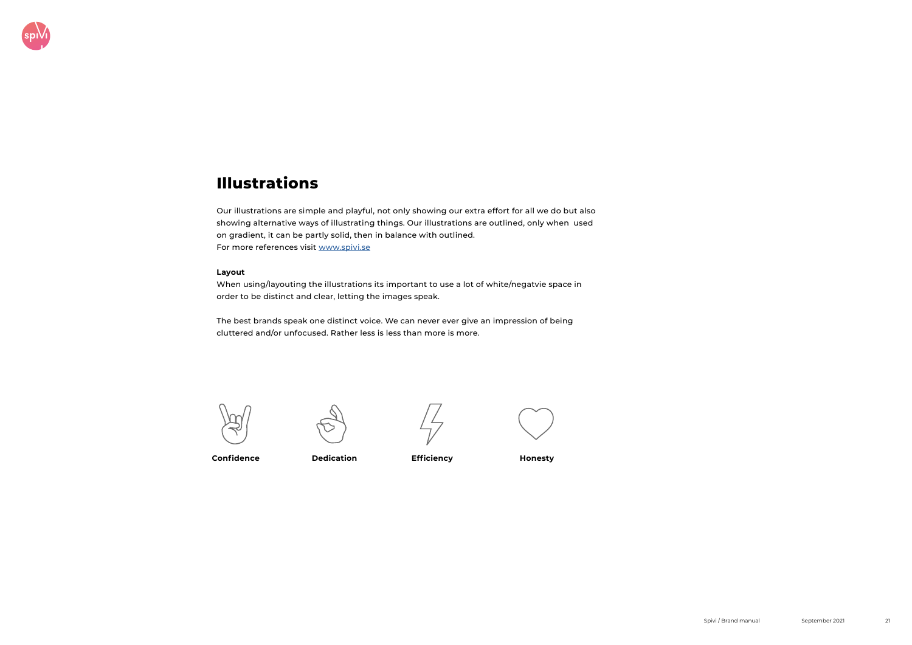# Illustrations

Our illustrations are simple and playful, not only showing our extra effort for all we do but also showing alternative ways of illustrating things. Our illustrations are outlined, only when used on gradient, it can be partly solid, then in balance with outlined.
For more references visit www.spivi.se

**Layout**
When using/layouting the illustrations its important to use a lot of white/negatvie space in order to be distinct and clear, letting the images speak.

The best brands speak one distinct voice. We can never ever give an impression of being cluttered and/or unfocused. Rather less is less than more is more.

**Confidence** **Dedication** **Efficiency** **Honesty**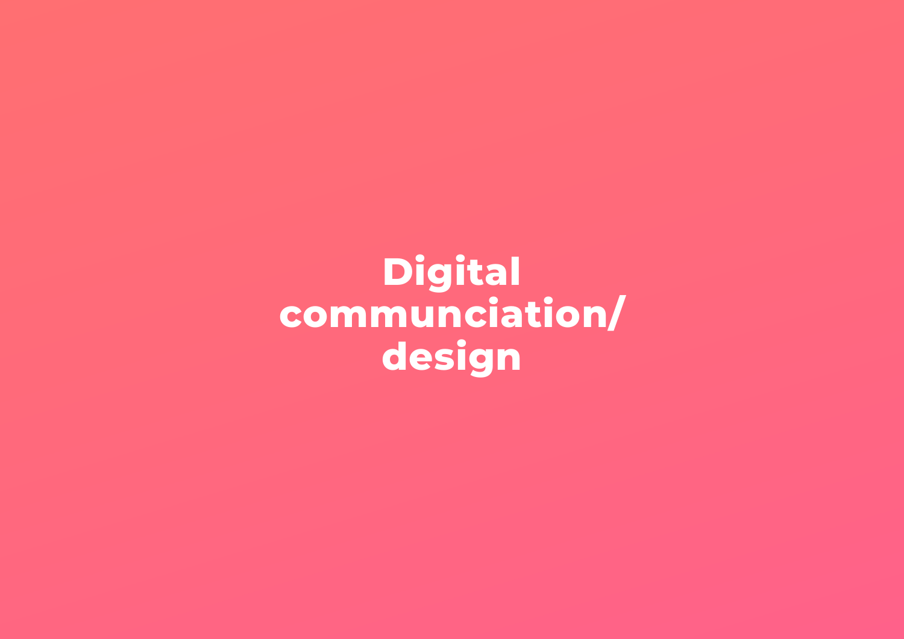# Digital communciation/ design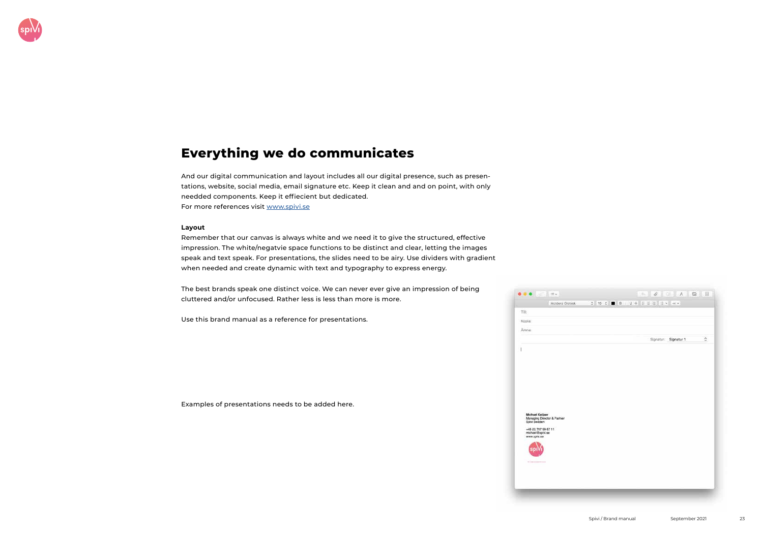# Everything we do communicates

And our digital communication and layout includes all our digital presence, such as presentations, website, social media, email signature etc. Keep it clean and and on point, with only needded components. Keep it effiecient but dedicated.
For more references visit [www.spivi.se](http://www.spivi.se)

**Layout**
Remember that our canvas is always white and we need it to give the structured, effective impression. The white/negatvie space functions to be distinct and clear, letting the images speak and text speak. For presentations, the slides need to be airy. Use dividers with gradient when needed and create dynamic with text and typography to express energy.

The best brands speak one distinct voice. We can never ever give an impression of being cluttered and/or unfocused. Rather less is less than more is more.

Use this brand manual as a reference for presentations.

Examples of presentations needs to be added here.